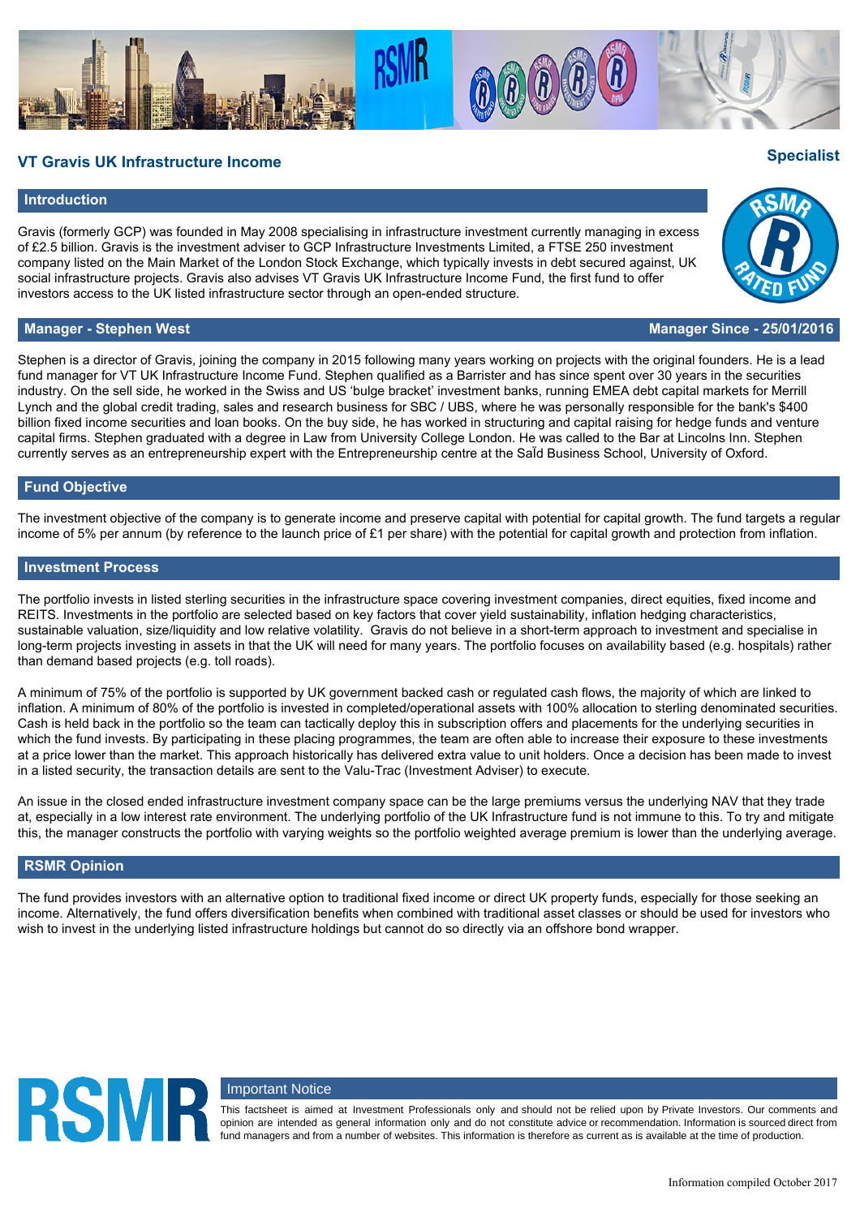# VT Gravis UK Infrastructure Income

**Specialist**

## Introduction

Gravis (formerly GCP) was founded in May 2008 specialising in infrastructure investment currently managing in excess of £2.5 billion. Gravis is the investment adviser to GCP Infrastructure Investments Limited, a FTSE 250 investment company listed on the Main Market of the London Stock Exchange, which typically invests in debt secured against, UK social infrastructure projects. Gravis also advises VT Gravis UK Infrastructure Income Fund, the first fund to offer investors access to the UK listed infrastructure sector through an open-ended structure.

## Manager - Stephen West

**Manager Since - 25/01/2016**

Stephen is a director of Gravis, joining the company in 2015 following many years working on projects with the original founders. He is a lead fund manager for VT UK Infrastructure Income Fund. Stephen qualified as a Barrister and has since spent over 30 years in the securities industry. On the sell side, he worked in the Swiss and US 'bulge bracket' investment banks, running EMEA debt capital markets for Merrill Lynch and the global credit trading, sales and research business for SBC / UBS, where he was personally responsible for the bank's $400 billion fixed income securities and loan books. On the buy side, he has worked in structuring and capital raising for hedge funds and venture capital firms. Stephen graduated with a degree in Law from University College London. He was called to the Bar at Lincolns Inn. Stephen currently serves as an entrepreneurship expert with the Entrepreneurship centre at the Saïd Business School, University of Oxford.

## Fund Objective

The investment objective of the company is to generate income and preserve capital with potential for capital growth. The fund targets a regular income of 5% per annum (by reference to the launch price of £1 per share) with the potential for capital growth and protection from inflation.

## Investment Process

The portfolio invests in listed sterling securities in the infrastructure space covering investment companies, direct equities, fixed income and REITS. Investments in the portfolio are selected based on key factors that cover yield sustainability, inflation hedging characteristics, sustainable valuation, size/liquidity and low relative volatility. Gravis do not believe in a short-term approach to investment and specialise in long-term projects investing in assets in that the UK will need for many years. The portfolio focuses on availability based (e.g. hospitals) rather than demand based projects (e.g. toll roads).

A minimum of 75% of the portfolio is supported by UK government backed cash or regulated cash flows, the majority of which are linked to inflation. A minimum of 80% of the portfolio is invested in completed/operational assets with 100% allocation to sterling denominated securities. Cash is held back in the portfolio so the team can tactically deploy this in subscription offers and placements for the underlying securities in which the fund invests. By participating in these placing programmes, the team are often able to increase their exposure to these investments at a price lower than the market. This approach historically has delivered extra value to unit holders. Once a decision has been made to invest in a listed security, the transaction details are sent to the Valu-Trac (Investment Adviser) to execute.

An issue in the closed ended infrastructure investment company space can be the large premiums versus the underlying NAV that they trade at, especially in a low interest rate environment. The underlying portfolio of the UK Infrastructure fund is not immune to this. To try and mitigate this, the manager constructs the portfolio with varying weights so the portfolio weighted average premium is lower than the underlying average.

## RSMR Opinion

The fund provides investors with an alternative option to traditional fixed income or direct UK property funds, especially for those seeking an income. Alternatively, the fund offers diversification benefits when combined with traditional asset classes or should be used for investors who wish to invest in the underlying listed infrastructure holdings but cannot do so directly via an offshore bond wrapper.

### Important Notice

This factsheet is aimed at Investment Professionals only and should not be relied upon by Private Investors. Our comments and opinion are intended as general information only and do not constitute advice or recommendation. Information is sourced direct from fund managers and from a number of websites. This information is therefore as current as is available at the time of production.

Information compiled October 2017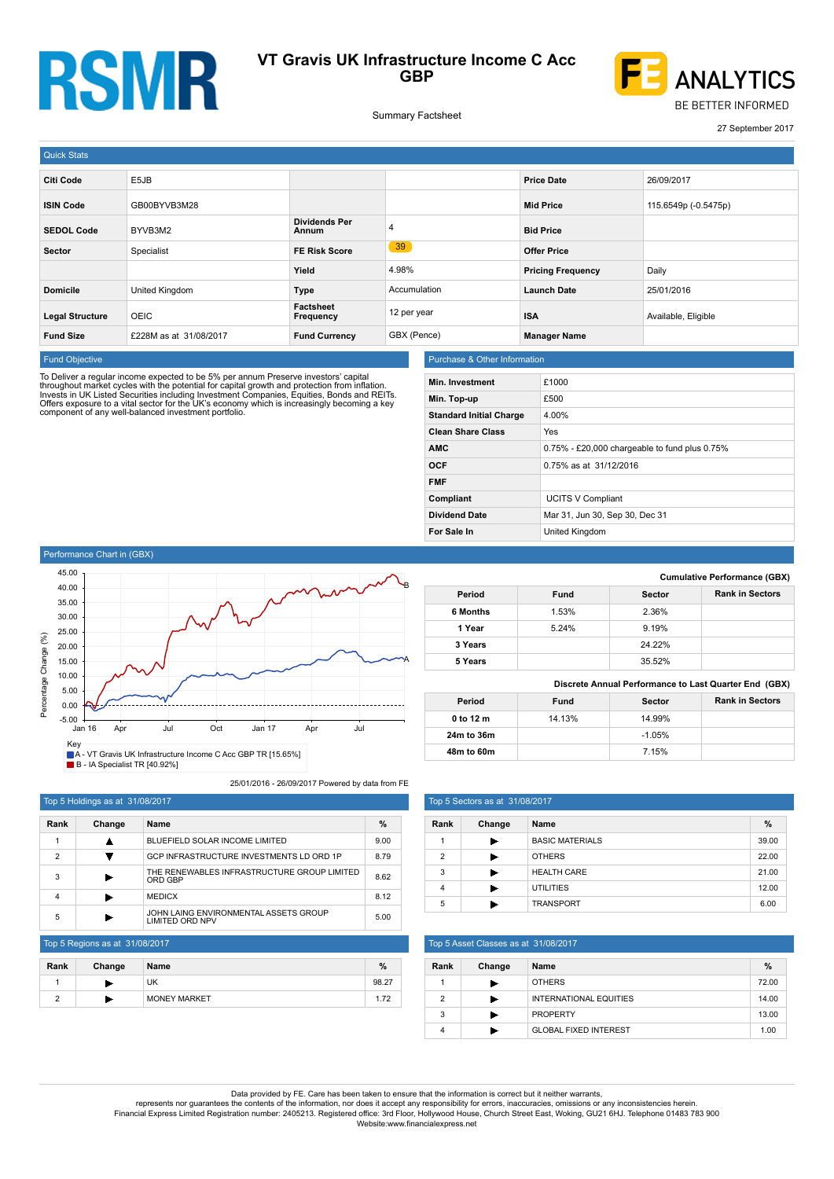# VT Gravis UK Infrastructure Income C Acc GBP

RSMR

FE ANALYTICS
BE BETTER INFORMED

Summary Factsheet

27 September 2017

## Quick Stats

| | | | | | |
|---|---|---|---|---|---|
| **Citi Code** | E5JB | | | **Price Date** | 26/09/2017 |
| **ISIN Code** | GB00BYVB3M28 | | | **Mid Price** | 115.6549p (-0.5475p) |
| **SEDOL Code** | BYVB3M2 | **Dividends Per Annum** | 4 | **Bid Price** | |
| **Sector** | Specialist | **FE Risk Score** | 39 | **Offer Price** | |
| | | **Yield** | 4.98% | **Pricing Frequency** | Daily |
| **Domicile** | United Kingdom | **Type** | Accumulation | **Launch Date** | 25/01/2016 |
| **Legal Structure** | OEIC | **Factsheet Frequency** | 12 per year | **ISA** | Available, Eligible |
| **Fund Size** | £228M as at 31/08/2017 | **Fund Currency** | GBX (Pence) | **Manager Name** | |

## Fund Objective

To Deliver a regular income expected to be 5% per annum Preserve investors' capital throughout market cycles with the potential for capital growth and protection from inflation. Invests in UK Listed Securities including Investment Companies, Equities, Bonds and REITs. Offers exposure to a vital sector for the UK's economy which is increasingly becoming a key component of any well-balanced investment portfolio.

## Purchase & Other Information

| | |
|---|---|
| **Min. Investment** | £1000 |
| **Min. Top-up** | £500 |
| **Standard Initial Charge** | 4.00% |
| **Clean Share Class** | Yes |
| **AMC** | 0.75% - £20,000 chargeable to fund plus 0.75% |
| **OCF** | 0.75% as at 31/12/2016 |
| **FMF** | |
| **Compliant** | UCITS V Compliant |
| **Dividend Date** | Mar 31, Jun 30, Sep 30, Dec 31 |
| **For Sale In** | United Kingdom |

## Performance Chart in (GBX)

Percentage Change (%)

45.00
40.00
35.00
30.00
25.00
20.00
15.00
10.00
5.00
0.00
-5.00

Jan 16 Apr Jul Oct Jan 17 Apr Jul

B
A

Key
A - VT Gravis UK Infrastructure Income C Acc GBP TR [15.65%]
B - IA Specialist TR [40.92%]

25/01/2016 - 26/09/2017 Powered by data from FE

### Cumulative Performance (GBX)

| Period | Fund | Sector | Rank in Sectors |
|---|---|---|---|
| 6 Months | 1.53% | 2.36% | |
| 1 Year | 5.24% | 9.19% | |
| 3 Years | | 24.22% | |
| 5 Years | | 35.52% | |

### Discrete Annual Performance to Last Quarter End (GBX)

| Period | Fund | Sector | Rank in Sectors |
|---|---|---|---|
| 0 to 12 m | 14.13% | 14.99% | |
| 24m to 36m | | -1.05% | |
| 48m to 60m | | 7.15% | |

## Top 5 Holdings as at 31/08/2017

| Rank | Change | Name | % |
|---|---|---|---|
| 1 | ▲ | BLUEFIELD SOLAR INCOME LIMITED | 9.00 |
| 2 | ▼ | GCP INFRASTRUCTURE INVESTMENTS LD ORD 1P | 8.79 |
| 3 | ▶ | THE RENEWABLES INFRASTRUCTURE GROUP LIMITED ORD GBP | 8.62 |
| 4 | ▶ | MEDICX | 8.12 |
| 5 | ▶ | JOHN LAING ENVIRONMENTAL ASSETS GROUP LIMITED ORD NPV | 5.00 |

## Top 5 Sectors as at 31/08/2017

| Rank | Change | Name | % |
|---|---|---|---|
| 1 | ▶ | BASIC MATERIALS | 39.00 |
| 2 | ▶ | OTHERS | 22.00 |
| 3 | ▶ | HEALTH CARE | 21.00 |
| 4 | ▶ | UTILITIES | 12.00 |
| 5 | ▶ | TRANSPORT | 6.00 |

## Top 5 Regions as at 31/08/2017

| Rank | Change | Name | % |
|---|---|---|---|
| 1 | ▶ | UK | 98.27 |
| 2 | ▶ | MONEY MARKET | 1.72 |

## Top 5 Asset Classes as at 31/08/2017

| Rank | Change | Name | % |
|---|---|---|---|
| 1 | ▶ | OTHERS | 72.00 |
| 2 | ▶ | INTERNATIONAL EQUITIES | 14.00 |
| 3 | ▶ | PROPERTY | 13.00 |
| 4 | ▶ | GLOBAL FIXED INTEREST | 1.00 |

Data provided by FE. Care has been taken to ensure that the information is correct but it neither warrants, represents nor guarantees the contents of the information, nor does it accept any responsibility for errors, inaccuracies, omissions or any inconsistencies herein.
Financial Express Limited Registration number: 2405213. Registered office: 3rd Floor, Hollywood House, Church Street East, Woking, GU21 6HJ. Telephone 01483 783 900
Website:www.financialexpress.net